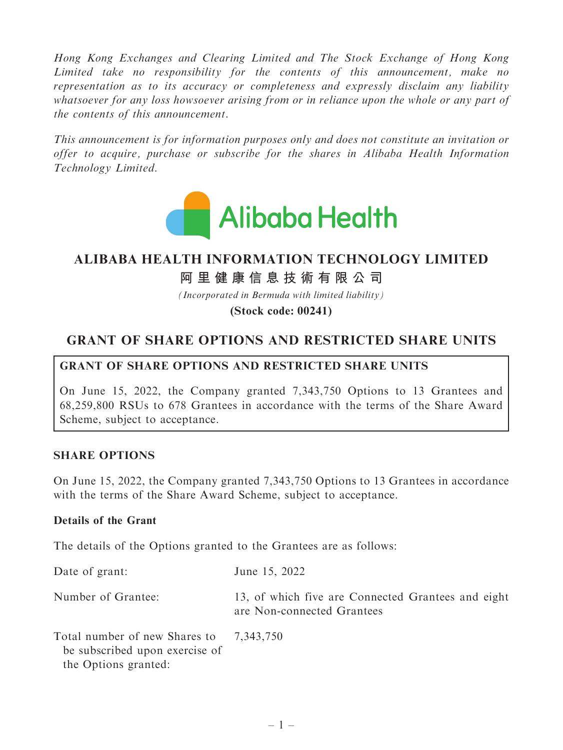*Hong Kong Exchanges and Clearing Limited and The Stock Exchange of Hong Kong Limited take no responsibility for the contents of this announcement, make no representation as to its accuracy or completeness and expressly disclaim any liability whatsoever for any loss howsoever arising from or in reliance upon the whole or any part of the contents of this announcement.*

*This announcement is for information purposes only and does not constitute an invitation or offer to acquire, purchase or subscribe for the shares in Alibaba Health Information Technology Limited.*

Alibaba Health

# ALIBABA HEALTH INFORMATION TECHNOLOGY LIMITED

# 阿里健康信息技術有限公司

*(Incorporated in Bermuda with limited liability)*

**(Stock code: 00241)**

## GRANT OF SHARE OPTIONS AND RESTRICTED SHARE UNITS

**GRANT OF SHARE OPTIONS AND RESTRICTED SHARE UNITS**

On June 15, 2022, the Company granted 7,343,750 Options to 13 Grantees and 68,259,800 RSUs to 678 Grantees in accordance with the terms of the Share Award Scheme, subject to acceptance.

### SHARE OPTIONS

On June 15, 2022, the Company granted 7,343,750 Options to 13 Grantees in accordance with the terms of the Share Award Scheme, subject to acceptance.

**Details of the Grant**

The details of the Options granted to the Grantees are as follows:

| | |
|---|---|
| Date of grant: | June 15, 2022 |
| Number of Grantee: | 13, of which five are Connected Grantees and eight are Non-connected Grantees |
| Total number of new Shares to be subscribed upon exercise of the Options granted: | 7,343,750 |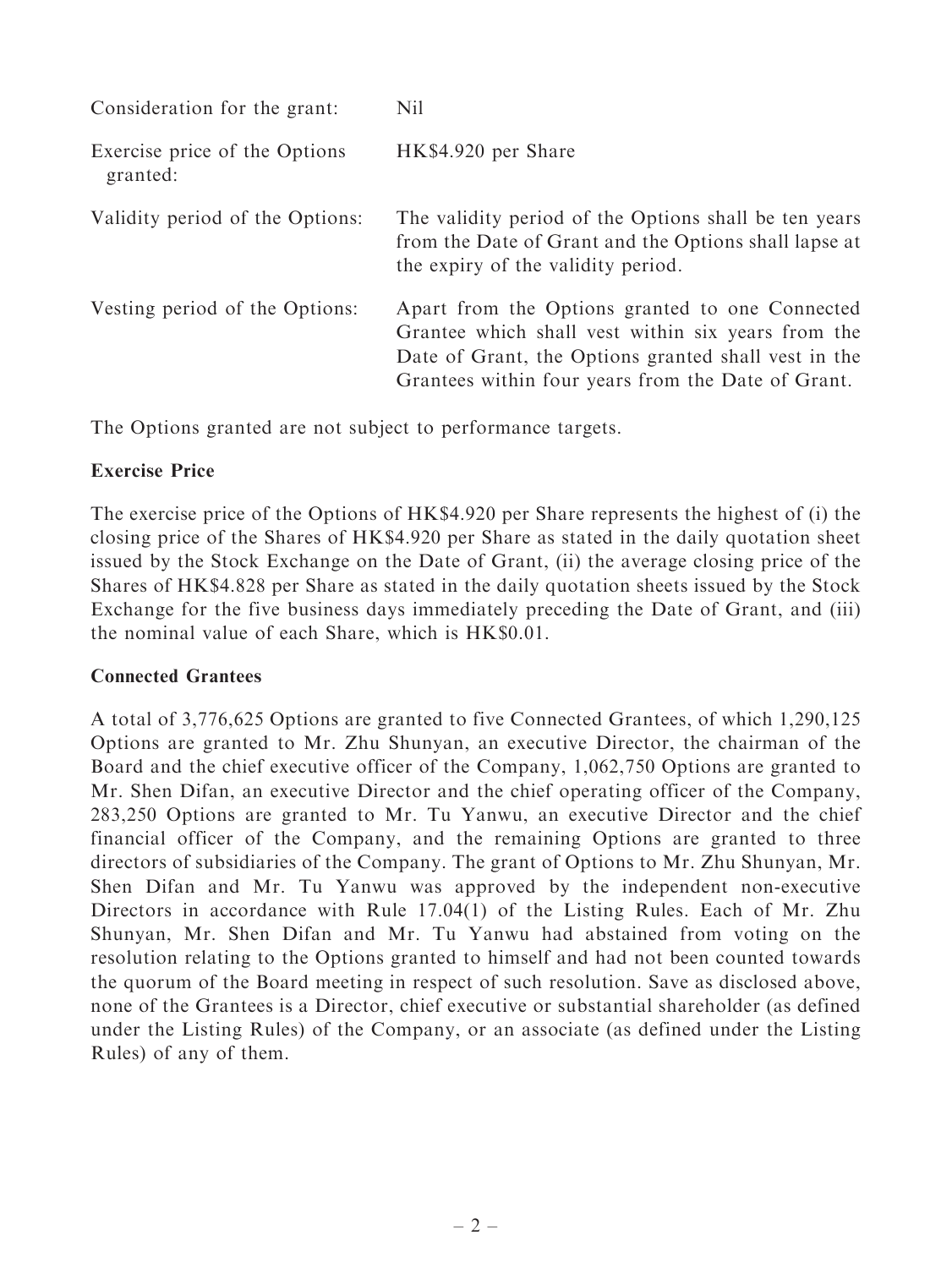| | |
|---|---|
| Consideration for the grant: | Nil |
| Exercise price of the Options granted: | HK$4.920 per Share |
| Validity period of the Options: | The validity period of the Options shall be ten years from the Date of Grant and the Options shall lapse at the expiry of the validity period. |
| Vesting period of the Options: | Apart from the Options granted to one Connected Grantee which shall vest within six years from the Date of Grant, the Options granted shall vest in the Grantees within four years from the Date of Grant. |

The Options granted are not subject to performance targets.

**Exercise Price**

The exercise price of the Options of HK$4.920 per Share represents the highest of (i) the closing price of the Shares of HK$4.920 per Share as stated in the daily quotation sheet issued by the Stock Exchange on the Date of Grant, (ii) the average closing price of the Shares of HK$4.828 per Share as stated in the daily quotation sheets issued by the Stock Exchange for the five business days immediately preceding the Date of Grant, and (iii) the nominal value of each Share, which is HK$0.01.

**Connected Grantees**

A total of 3,776,625 Options are granted to five Connected Grantees, of which 1,290,125 Options are granted to Mr. Zhu Shunyan, an executive Director, the chairman of the Board and the chief executive officer of the Company, 1,062,750 Options are granted to Mr. Shen Difan, an executive Director and the chief operating officer of the Company, 283,250 Options are granted to Mr. Tu Yanwu, an executive Director and the chief financial officer of the Company, and the remaining Options are granted to three directors of subsidiaries of the Company. The grant of Options to Mr. Zhu Shunyan, Mr. Shen Difan and Mr. Tu Yanwu was approved by the independent non-executive Directors in accordance with Rule 17.04(1) of the Listing Rules. Each of Mr. Zhu Shunyan, Mr. Shen Difan and Mr. Tu Yanwu had abstained from voting on the resolution relating to the Options granted to himself and had not been counted towards the quorum of the Board meeting in respect of such resolution. Save as disclosed above, none of the Grantees is a Director, chief executive or substantial shareholder (as defined under the Listing Rules) of the Company, or an associate (as defined under the Listing Rules) of any of them.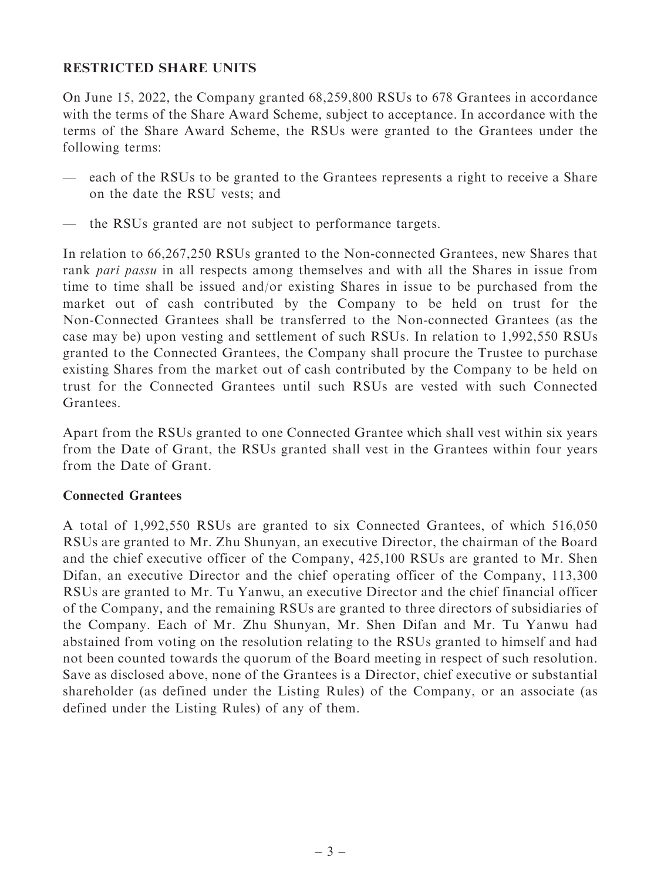## RESTRICTED SHARE UNITS

On June 15, 2022, the Company granted 68,259,800 RSUs to 678 Grantees in accordance with the terms of the Share Award Scheme, subject to acceptance. In accordance with the terms of the Share Award Scheme, the RSUs were granted to the Grantees under the following terms:

— each of the RSUs to be granted to the Grantees represents a right to receive a Share on the date the RSU vests; and

— the RSUs granted are not subject to performance targets.

In relation to 66,267,250 RSUs granted to the Non-connected Grantees, new Shares that rank *pari passu* in all respects among themselves and with all the Shares in issue from time to time shall be issued and/or existing Shares in issue to be purchased from the market out of cash contributed by the Company to be held on trust for the Non-Connected Grantees shall be transferred to the Non-connected Grantees (as the case may be) upon vesting and settlement of such RSUs. In relation to 1,992,550 RSUs granted to the Connected Grantees, the Company shall procure the Trustee to purchase existing Shares from the market out of cash contributed by the Company to be held on trust for the Connected Grantees until such RSUs are vested with such Connected Grantees.

Apart from the RSUs granted to one Connected Grantee which shall vest within six years from the Date of Grant, the RSUs granted shall vest in the Grantees within four years from the Date of Grant.

### Connected Grantees

A total of 1,992,550 RSUs are granted to six Connected Grantees, of which 516,050 RSUs are granted to Mr. Zhu Shunyan, an executive Director, the chairman of the Board and the chief executive officer of the Company, 425,100 RSUs are granted to Mr. Shen Difan, an executive Director and the chief operating officer of the Company, 113,300 RSUs are granted to Mr. Tu Yanwu, an executive Director and the chief financial officer of the Company, and the remaining RSUs are granted to three directors of subsidiaries of the Company. Each of Mr. Zhu Shunyan, Mr. Shen Difan and Mr. Tu Yanwu had abstained from voting on the resolution relating to the RSUs granted to himself and had not been counted towards the quorum of the Board meeting in respect of such resolution. Save as disclosed above, none of the Grantees is a Director, chief executive or substantial shareholder (as defined under the Listing Rules) of the Company, or an associate (as defined under the Listing Rules) of any of them.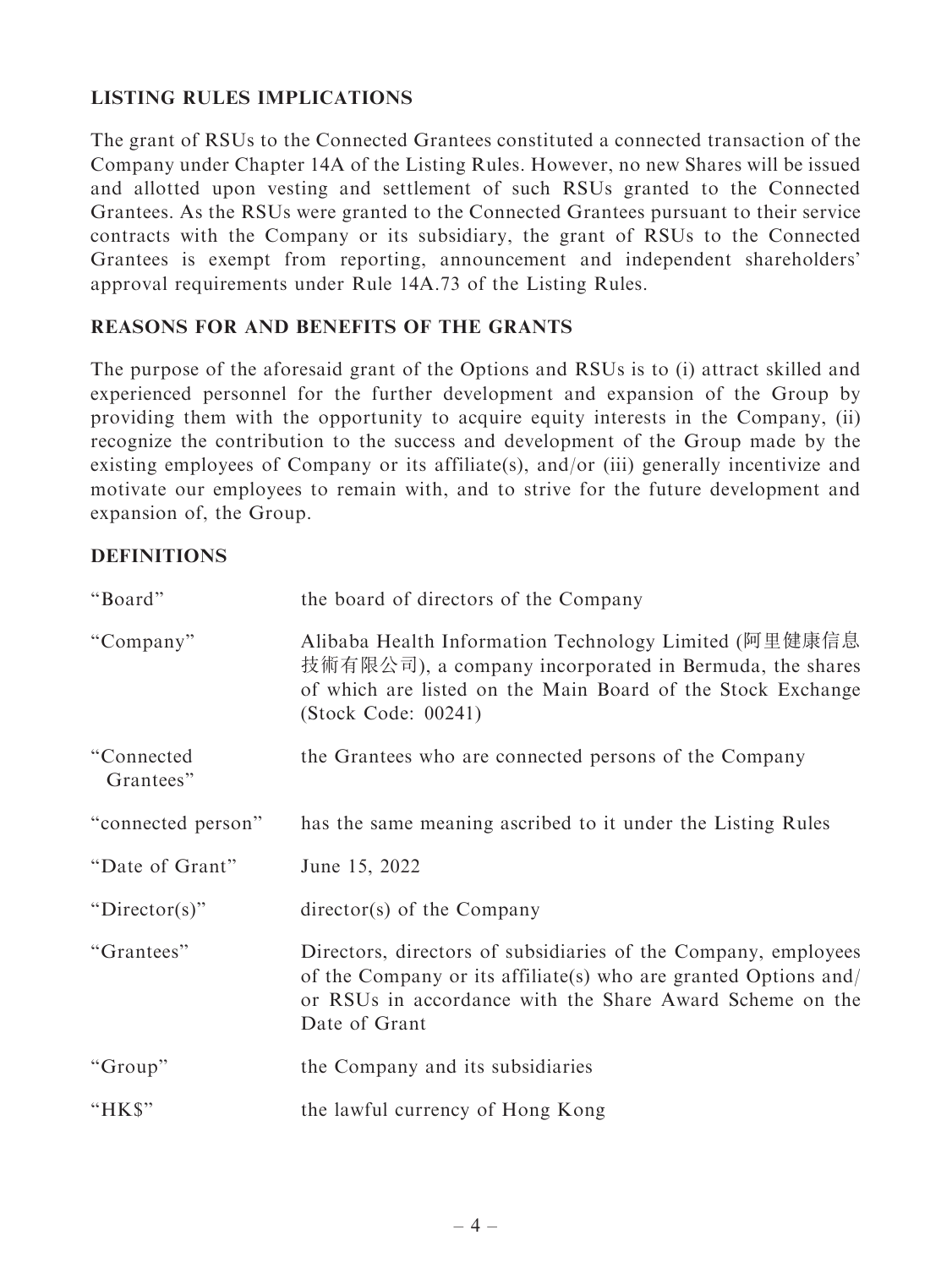## LISTING RULES IMPLICATIONS

The grant of RSUs to the Connected Grantees constituted a connected transaction of the Company under Chapter 14A of the Listing Rules. However, no new Shares will be issued and allotted upon vesting and settlement of such RSUs granted to the Connected Grantees. As the RSUs were granted to the Connected Grantees pursuant to their service contracts with the Company or its subsidiary, the grant of RSUs to the Connected Grantees is exempt from reporting, announcement and independent shareholders' approval requirements under Rule 14A.73 of the Listing Rules.

## REASONS FOR AND BENEFITS OF THE GRANTS

The purpose of the aforesaid grant of the Options and RSUs is to (i) attract skilled and experienced personnel for the further development and expansion of the Group by providing them with the opportunity to acquire equity interests in the Company, (ii) recognize the contribution to the success and development of the Group made by the existing employees of Company or its affiliate(s), and/or (iii) generally incentivize and motivate our employees to remain with, and to strive for the future development and expansion of, the Group.

## DEFINITIONS

| | |
|---|---|
| "Board" | the board of directors of the Company |
| "Company" | Alibaba Health Information Technology Limited (阿里健康信息技術有限公司), a company incorporated in Bermuda, the shares of which are listed on the Main Board of the Stock Exchange (Stock Code: 00241) |
| "Connected Grantees" | the Grantees who are connected persons of the Company |
| "connected person" | has the same meaning ascribed to it under the Listing Rules |
| "Date of Grant" | June 15, 2022 |
| "Director(s)" | director(s) of the Company |
| "Grantees" | Directors, directors of subsidiaries of the Company, employees of the Company or its affiliate(s) who are granted Options and/or RSUs in accordance with the Share Award Scheme on the Date of Grant |
| "Group" | the Company and its subsidiaries |
| "HK$" | the lawful currency of Hong Kong |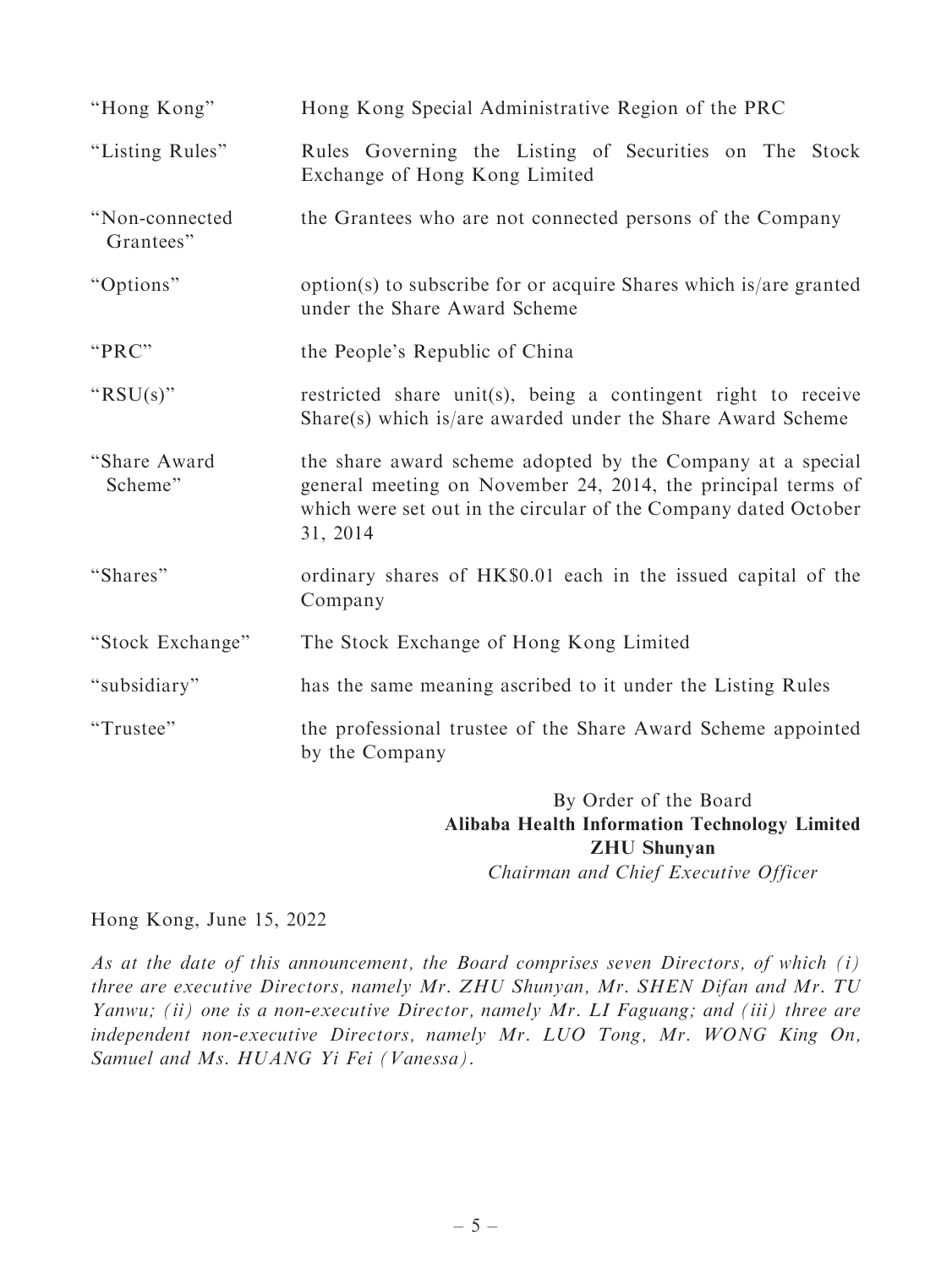| | |
|---|---|
| "Hong Kong" | Hong Kong Special Administrative Region of the PRC |
| "Listing Rules" | Rules Governing the Listing of Securities on The Stock Exchange of Hong Kong Limited |
| "Non-connected Grantees" | the Grantees who are not connected persons of the Company |
| "Options" | option(s) to subscribe for or acquire Shares which is/are granted under the Share Award Scheme |
| "PRC" | the People's Republic of China |
| "RSU(s)" | restricted share unit(s), being a contingent right to receive Share(s) which is/are awarded under the Share Award Scheme |
| "Share Award Scheme" | the share award scheme adopted by the Company at a special general meeting on November 24, 2014, the principal terms of which were set out in the circular of the Company dated October 31, 2014 |
| "Shares" | ordinary shares of HK$0.01 each in the issued capital of the Company |
| "Stock Exchange" | The Stock Exchange of Hong Kong Limited |
| "subsidiary" | has the same meaning ascribed to it under the Listing Rules |
| "Trustee" | the professional trustee of the Share Award Scheme appointed by the Company |

By Order of the Board
**Alibaba Health Information Technology Limited**
**ZHU Shunyan**
*Chairman and Chief Executive Officer*

Hong Kong, June 15, 2022

*As at the date of this announcement, the Board comprises seven Directors, of which (i) three are executive Directors, namely Mr. ZHU Shunyan, Mr. SHEN Difan and Mr. TU Yanwu; (ii) one is a non-executive Director, namely Mr. LI Faguang; and (iii) three are independent non-executive Directors, namely Mr. LUO Tong, Mr. WONG King On, Samuel and Ms. HUANG Yi Fei (Vanessa).*